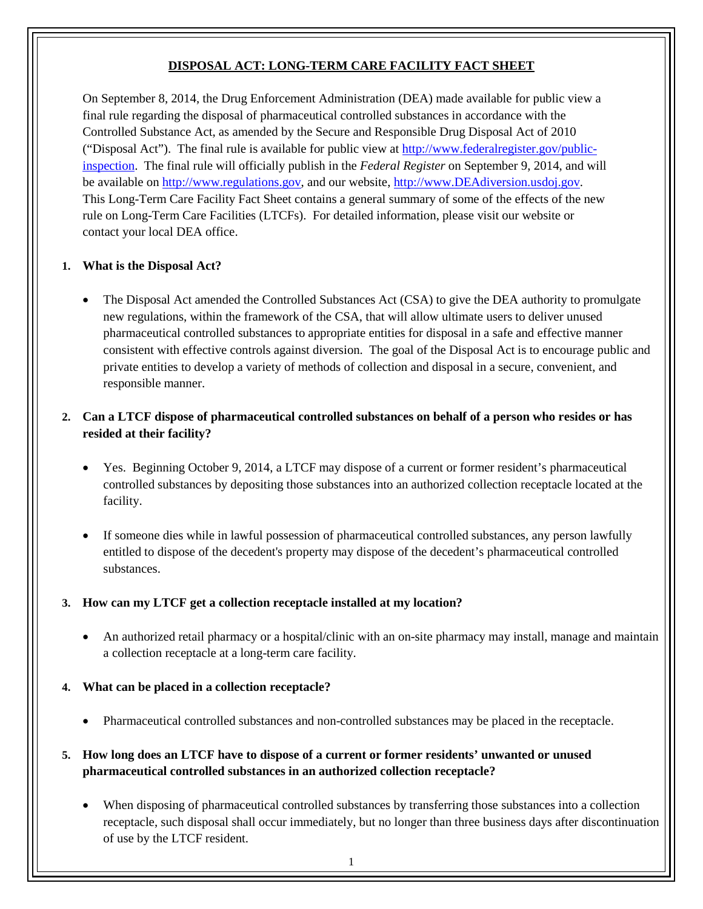# DISPOSAL ACT: LONG-TERM CARE FACILITY FACT SHEET

On September 8, 2014, the Drug Enforcement Administration (DEA) made available for public view a final rule regarding the disposal of pharmaceutical controlled substances in accordance with the Controlled Substance Act, as amended by the Secure and Responsible Drug Disposal Act of 2010 ("Disposal Act"). The final rule is available for public view at http://www.federalregister.gov/public-inspection. The final rule will officially publish in the *Federal Register* on September 9, 2014, and will be available on http://www.regulations.gov, and our website, http://www.DEAdiversion.usdoj.gov. This Long-Term Care Facility Fact Sheet contains a general summary of some of the effects of the new rule on Long-Term Care Facilities (LTCFs). For detailed information, please visit our website or contact your local DEA office.

**1. What is the Disposal Act?**

- The Disposal Act amended the Controlled Substances Act (CSA) to give the DEA authority to promulgate new regulations, within the framework of the CSA, that will allow ultimate users to deliver unused pharmaceutical controlled substances to appropriate entities for disposal in a safe and effective manner consistent with effective controls against diversion. The goal of the Disposal Act is to encourage public and private entities to develop a variety of methods of collection and disposal in a secure, convenient, and responsible manner.

**2. Can a LTCF dispose of pharmaceutical controlled substances on behalf of a person who resides or has resided at their facility?**

- Yes. Beginning October 9, 2014, a LTCF may dispose of a current or former resident's pharmaceutical controlled substances by depositing those substances into an authorized collection receptacle located at the facility.

- If someone dies while in lawful possession of pharmaceutical controlled substances, any person lawfully entitled to dispose of the decedent's property may dispose of the decedent's pharmaceutical controlled substances.

**3. How can my LTCF get a collection receptacle installed at my location?**

- An authorized retail pharmacy or a hospital/clinic with an on-site pharmacy may install, manage and maintain a collection receptacle at a long-term care facility.

**4. What can be placed in a collection receptacle?**

- Pharmaceutical controlled substances and non-controlled substances may be placed in the receptacle.

**5. How long does an LTCF have to dispose of a current or former residents' unwanted or unused pharmaceutical controlled substances in an authorized collection receptacle?**

- When disposing of pharmaceutical controlled substances by transferring those substances into a collection receptacle, such disposal shall occur immediately, but no longer than three business days after discontinuation of use by the LTCF resident.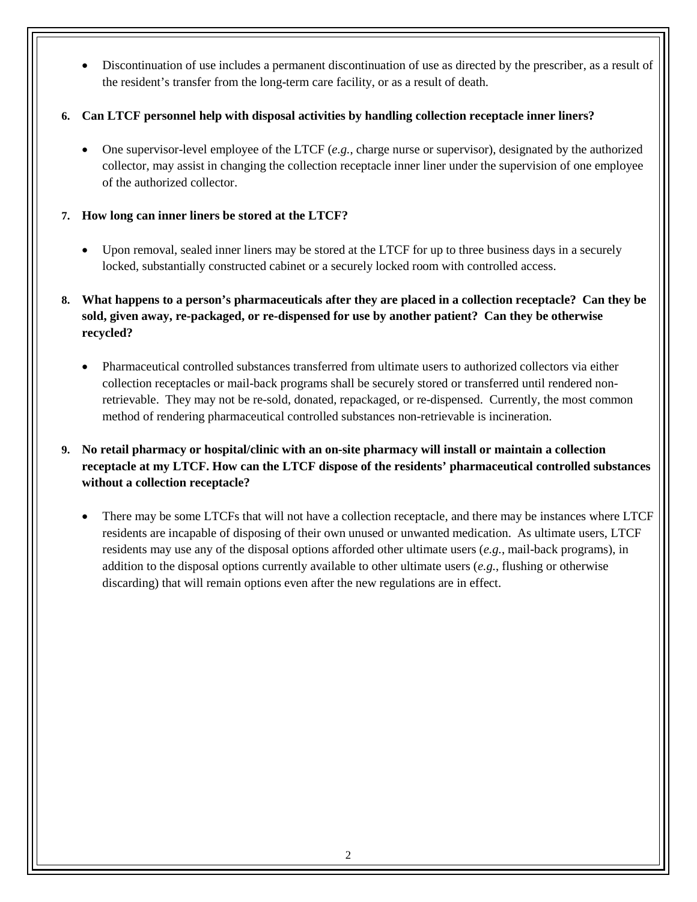- Discontinuation of use includes a permanent discontinuation of use as directed by the prescriber, as a result of the resident's transfer from the long-term care facility, or as a result of death.

6. **Can LTCF personnel help with disposal activities by handling collection receptacle inner liners?**

   - One supervisor-level employee of the LTCF (*e.g.*, charge nurse or supervisor), designated by the authorized collector, may assist in changing the collection receptacle inner liner under the supervision of one employee of the authorized collector.

7. **How long can inner liners be stored at the LTCF?**

   - Upon removal, sealed inner liners may be stored at the LTCF for up to three business days in a securely locked, substantially constructed cabinet or a securely locked room with controlled access.

8. **What happens to a person's pharmaceuticals after they are placed in a collection receptacle? Can they be sold, given away, re-packaged, or re-dispensed for use by another patient? Can they be otherwise recycled?**

   - Pharmaceutical controlled substances transferred from ultimate users to authorized collectors via either collection receptacles or mail-back programs shall be securely stored or transferred until rendered non-retrievable. They may not be re-sold, donated, repackaged, or re-dispensed. Currently, the most common method of rendering pharmaceutical controlled substances non-retrievable is incineration.

9. **No retail pharmacy or hospital/clinic with an on-site pharmacy will install or maintain a collection receptacle at my LTCF. How can the LTCF dispose of the residents' pharmaceutical controlled substances without a collection receptacle?**

   - There may be some LTCFs that will not have a collection receptacle, and there may be instances where LTCF residents are incapable of disposing of their own unused or unwanted medication. As ultimate users, LTCF residents may use any of the disposal options afforded other ultimate users (*e.g.*, mail-back programs), in addition to the disposal options currently available to other ultimate users (*e.g.*, flushing or otherwise discarding) that will remain options even after the new regulations are in effect.